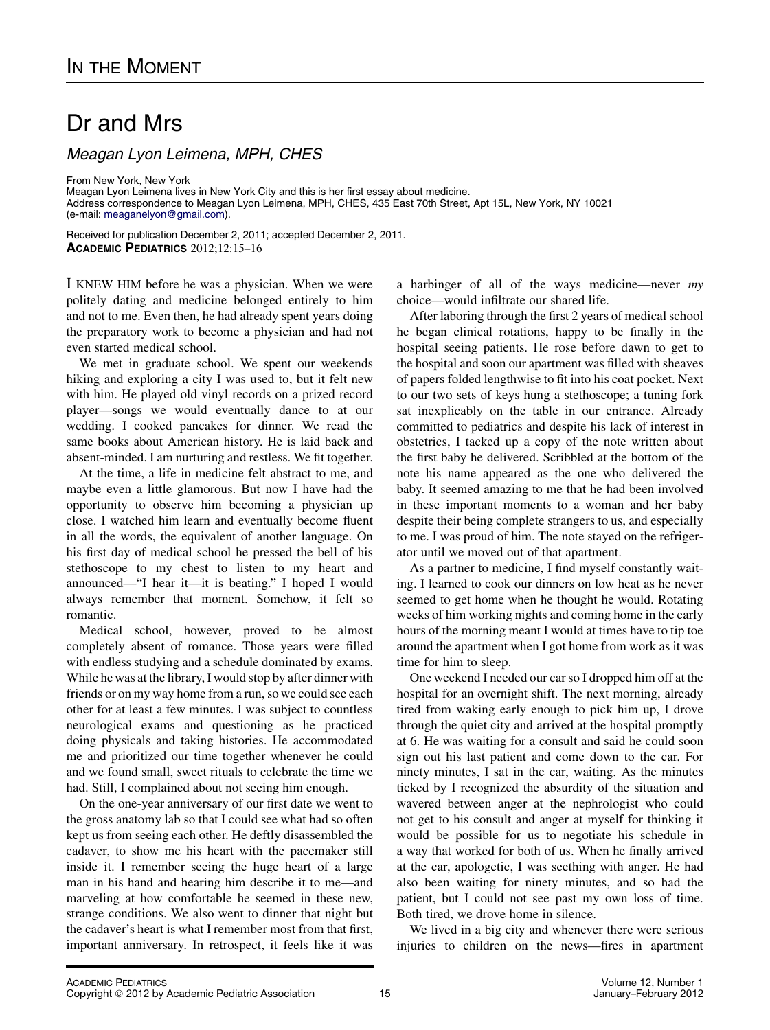# IN THE MOMENT

# Dr and Mrs

*Meagan Lyon Leimena, MPH, CHES*

From New York, New York
Meagan Lyon Leimena lives in New York City and this is her first essay about medicine.
Address correspondence to Meagan Lyon Leimena, MPH, CHES, 435 East 70th Street, Apt 15L, New York, NY 10021 (e-mail: meaganelyon@gmail.com).

Received for publication December 2, 2011; accepted December 2, 2011.
**ACADEMIC PEDIATRICS** 2012;12:15–16

I KNEW HIM before he was a physician. When we were politely dating and medicine belonged entirely to him and not to me. Even then, he had already spent years doing the preparatory work to become a physician and had not even started medical school.

We met in graduate school. We spent our weekends hiking and exploring a city I was used to, but it felt new with him. He played old vinyl records on a prized record player—songs we would eventually dance to at our wedding. I cooked pancakes for dinner. We read the same books about American history. He is laid back and absent-minded. I am nurturing and restless. We fit together.

At the time, a life in medicine felt abstract to me, and maybe even a little glamorous. But now I have had the opportunity to observe him becoming a physician up close. I watched him learn and eventually become fluent in all the words, the equivalent of another language. On his first day of medical school he pressed the bell of his stethoscope to my chest to listen to my heart and announced—"I hear it—it is beating." I hoped I would always remember that moment. Somehow, it felt so romantic.

Medical school, however, proved to be almost completely absent of romance. Those years were filled with endless studying and a schedule dominated by exams. While he was at the library, I would stop by after dinner with friends or on my way home from a run, so we could see each other for at least a few minutes. I was subject to countless neurological exams and questioning as he practiced doing physicals and taking histories. He accommodated me and prioritized our time together whenever he could and we found small, sweet rituals to celebrate the time we had. Still, I complained about not seeing him enough.

On the one-year anniversary of our first date we went to the gross anatomy lab so that I could see what had so often kept us from seeing each other. He deftly disassembled the cadaver, to show me his heart with the pacemaker still inside it. I remember seeing the huge heart of a large man in his hand and hearing him describe it to me—and marveling at how comfortable he seemed in these new, strange conditions. We also went to dinner that night but the cadaver's heart is what I remember most from that first, important anniversary. In retrospect, it feels like it was a harbinger of all of the ways medicine—never *my* choice—would infiltrate our shared life.

After laboring through the first 2 years of medical school he began clinical rotations, happy to be finally in the hospital seeing patients. He rose before dawn to get to the hospital and soon our apartment was filled with sheaves of papers folded lengthwise to fit into his coat pocket. Next to our two sets of keys hung a stethoscope; a tuning fork sat inexplicably on the table in our entrance. Already committed to pediatrics and despite his lack of interest in obstetrics, I tacked up a copy of the note written about the first baby he delivered. Scribbled at the bottom of the note his name appeared as the one who delivered the baby. It seemed amazing to me that he had been involved in these important moments to a woman and her baby despite their being complete strangers to us, and especially to me. I was proud of him. The note stayed on the refrigerator until we moved out of that apartment.

As a partner to medicine, I find myself constantly waiting. I learned to cook our dinners on low heat as he never seemed to get home when he thought he would. Rotating weeks of him working nights and coming home in the early hours of the morning meant I would at times have to tip toe around the apartment when I got home from work as it was time for him to sleep.

One weekend I needed our car so I dropped him off at the hospital for an overnight shift. The next morning, already tired from waking early enough to pick him up, I drove through the quiet city and arrived at the hospital promptly at 6. He was waiting for a consult and said he could soon sign out his last patient and come down to the car. For ninety minutes, I sat in the car, waiting. As the minutes ticked by I recognized the absurdity of the situation and wavered between anger at the nephrologist who could not get to his consult and anger at myself for thinking it would be possible for us to negotiate his schedule in a way that worked for both of us. When he finally arrived at the car, apologetic, I was seething with anger. He had also been waiting for ninety minutes, and so had the patient, but I could not see past my own loss of time. Both tired, we drove home in silence.

We lived in a big city and whenever there were serious injuries to children on the news—fires in apartment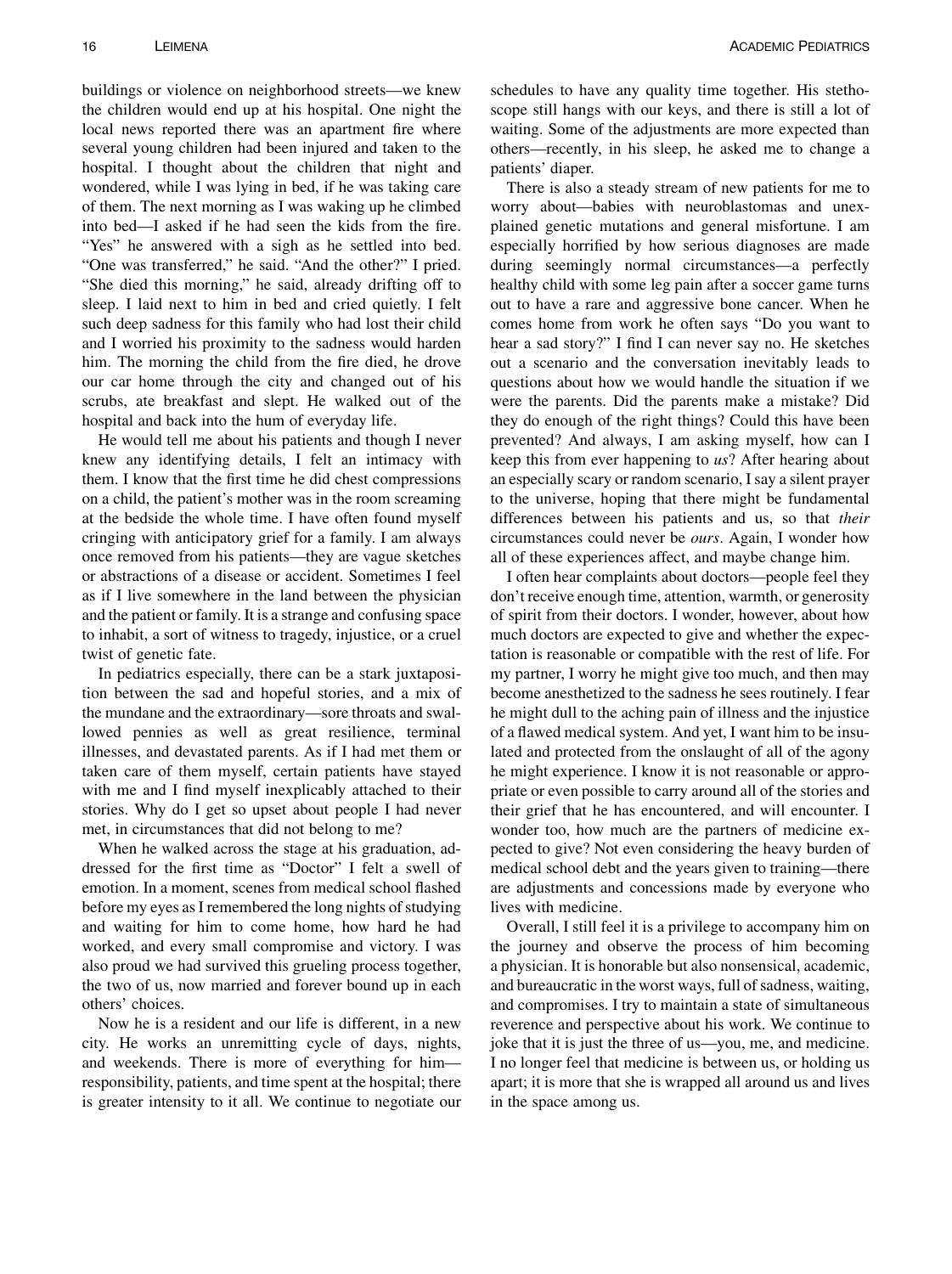buildings or violence on neighborhood streets—we knew the children would end up at his hospital. One night the local news reported there was an apartment fire where several young children had been injured and taken to the hospital. I thought about the children that night and wondered, while I was lying in bed, if he was taking care of them. The next morning as I was waking up he climbed into bed—I asked if he had seen the kids from the fire. "Yes" he answered with a sigh as he settled into bed. "One was transferred," he said. "And the other?" I pried. "She died this morning," he said, already drifting off to sleep. I laid next to him in bed and cried quietly. I felt such deep sadness for this family who had lost their child and I worried his proximity to the sadness would harden him. The morning the child from the fire died, he drove our car home through the city and changed out of his scrubs, ate breakfast and slept. He walked out of the hospital and back into the hum of everyday life.

He would tell me about his patients and though I never knew any identifying details, I felt an intimacy with them. I know that the first time he did chest compressions on a child, the patient's mother was in the room screaming at the bedside the whole time. I have often found myself cringing with anticipatory grief for a family. I am always once removed from his patients—they are vague sketches or abstractions of a disease or accident. Sometimes I feel as if I live somewhere in the land between the physician and the patient or family. It is a strange and confusing space to inhabit, a sort of witness to tragedy, injustice, or a cruel twist of genetic fate.

In pediatrics especially, there can be a stark juxtaposition between the sad and hopeful stories, and a mix of the mundane and the extraordinary—sore throats and swallowed pennies as well as great resilience, terminal illnesses, and devastated parents. As if I had met them or taken care of them myself, certain patients have stayed with me and I find myself inexplicably attached to their stories. Why do I get so upset about people I had never met, in circumstances that did not belong to me?

When he walked across the stage at his graduation, addressed for the first time as "Doctor" I felt a swell of emotion. In a moment, scenes from medical school flashed before my eyes as I remembered the long nights of studying and waiting for him to come home, how hard he had worked, and every small compromise and victory. I was also proud we had survived this grueling process together, the two of us, now married and forever bound up in each others' choices.

Now he is a resident and our life is different, in a new city. He works an unremitting cycle of days, nights, and weekends. There is more of everything for him—responsibility, patients, and time spent at the hospital; there is greater intensity to it all. We continue to negotiate our schedules to have any quality time together. His stethoscope still hangs with our keys, and there is still a lot of waiting. Some of the adjustments are more expected than others—recently, in his sleep, he asked me to change a patients' diaper.

There is also a steady stream of new patients for me to worry about—babies with neuroblastomas and unexplained genetic mutations and general misfortune. I am especially horrified by how serious diagnoses are made during seemingly normal circumstances—a perfectly healthy child with some leg pain after a soccer game turns out to have a rare and aggressive bone cancer. When he comes home from work he often says "Do you want to hear a sad story?" I find I can never say no. He sketches out a scenario and the conversation inevitably leads to questions about how we would handle the situation if we were the parents. Did the parents make a mistake? Did they do enough of the right things? Could this have been prevented? And always, I am asking myself, how can I keep this from ever happening to *us*? After hearing about an especially scary or random scenario, I say a silent prayer to the universe, hoping that there might be fundamental differences between his patients and us, so that *their* circumstances could never be *ours*. Again, I wonder how all of these experiences affect, and maybe change him.

I often hear complaints about doctors—people feel they don't receive enough time, attention, warmth, or generosity of spirit from their doctors. I wonder, however, about how much doctors are expected to give and whether the expectation is reasonable or compatible with the rest of life. For my partner, I worry he might give too much, and then may become anesthetized to the sadness he sees routinely. I fear he might dull to the aching pain of illness and the injustice of a flawed medical system. And yet, I want him to be insulated and protected from the onslaught of all of the agony he might experience. I know it is not reasonable or appropriate or even possible to carry around all of the stories and their grief that he has encountered, and will encounter. I wonder too, how much are the partners of medicine expected to give? Not even considering the heavy burden of medical school debt and the years given to training—there are adjustments and concessions made by everyone who lives with medicine.

Overall, I still feel it is a privilege to accompany him on the journey and observe the process of him becoming a physician. It is honorable but also nonsensical, academic, and bureaucratic in the worst ways, full of sadness, waiting, and compromises. I try to maintain a state of simultaneous reverence and perspective about his work. We continue to joke that it is just the three of us—you, me, and medicine. I no longer feel that medicine is between us, or holding us apart; it is more that she is wrapped all around us and lives in the space among us.